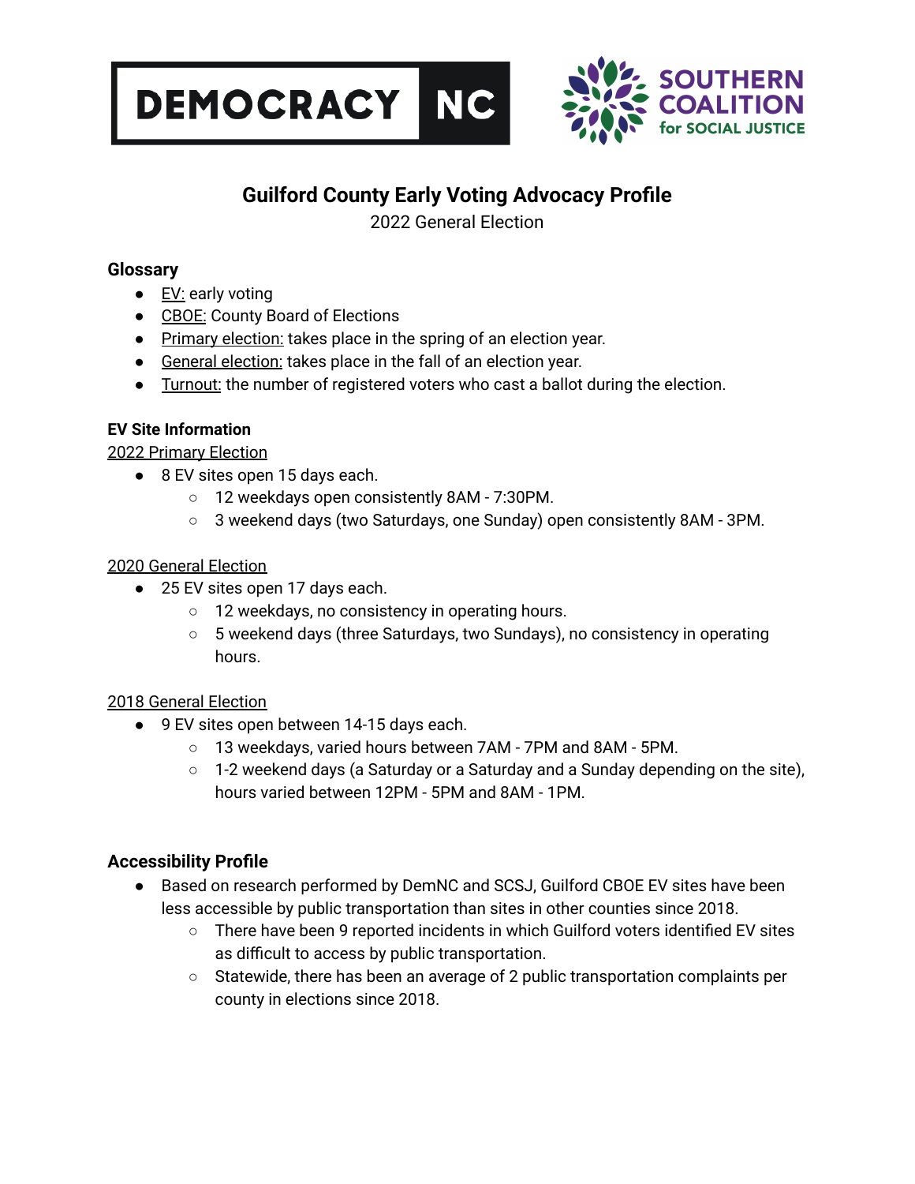DEMOCRACY NC

SOUTHERN COALITION for SOCIAL JUSTICE

# Guilford County Early Voting Advocacy Profile

2022 General Election

## Glossary

- EV: early voting
- CBOE: County Board of Elections
- Primary election: takes place in the spring of an election year.
- General election: takes place in the fall of an election year.
- Turnout: the number of registered voters who cast a ballot during the election.

## EV Site Information

2022 Primary Election

- 8 EV sites open 15 days each.
  - 12 weekdays open consistently 8AM - 7:30PM.
  - 3 weekend days (two Saturdays, one Sunday) open consistently 8AM - 3PM.

2020 General Election

- 25 EV sites open 17 days each.
  - 12 weekdays, no consistency in operating hours.
  - 5 weekend days (three Saturdays, two Sundays), no consistency in operating hours.

2018 General Election

- 9 EV sites open between 14-15 days each.
  - 13 weekdays, varied hours between 7AM - 7PM and 8AM - 5PM.
  - 1-2 weekend days (a Saturday or a Saturday and a Sunday depending on the site), hours varied between 12PM - 5PM and 8AM - 1PM.

## Accessibility Profile

- Based on research performed by DemNC and SCSJ, Guilford CBOE EV sites have been less accessible by public transportation than sites in other counties since 2018.
  - There have been 9 reported incidents in which Guilford voters identified EV sites as difficult to access by public transportation.
  - Statewide, there has been an average of 2 public transportation complaints per county in elections since 2018.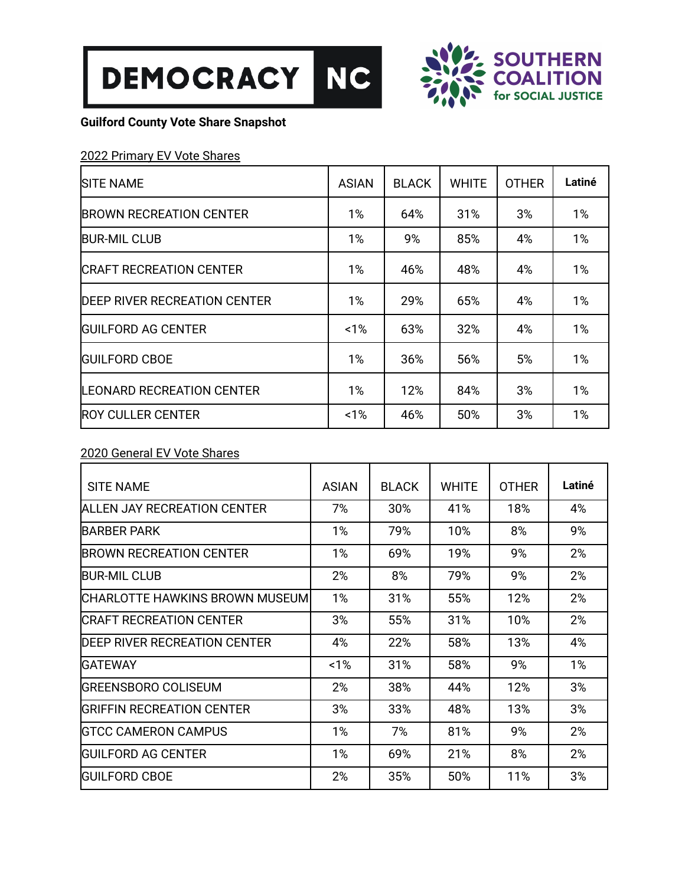DEMOCRACY NC

SOUTHERN COALITION for SOCIAL JUSTICE

**Guilford County Vote Share Snapshot**

2022 Primary EV Vote Shares

| SITE NAME | ASIAN | BLACK | WHITE | OTHER | **Latiné** |
|---|---|---|---|---|---|
| BROWN RECREATION CENTER | 1% | 64% | 31% | 3% | 1% |
| BUR-MIL CLUB | 1% | 9% | 85% | 4% | 1% |
| CRAFT RECREATION CENTER | 1% | 46% | 48% | 4% | 1% |
| DEEP RIVER RECREATION CENTER | 1% | 29% | 65% | 4% | 1% |
| GUILFORD AG CENTER | <1% | 63% | 32% | 4% | 1% |
| GUILFORD CBOE | 1% | 36% | 56% | 5% | 1% |
| LEONARD RECREATION CENTER | 1% | 12% | 84% | 3% | 1% |
| ROY CULLER CENTER | <1% | 46% | 50% | 3% | 1% |

2020 General EV Vote Shares

| SITE NAME | ASIAN | BLACK | WHITE | OTHER | **Latiné** |
|---|---|---|---|---|---|
| ALLEN JAY RECREATION CENTER | 7% | 30% | 41% | 18% | 4% |
| BARBER PARK | 1% | 79% | 10% | 8% | 9% |
| BROWN RECREATION CENTER | 1% | 69% | 19% | 9% | 2% |
| BUR-MIL CLUB | 2% | 8% | 79% | 9% | 2% |
| CHARLOTTE HAWKINS BROWN MUSEUM | 1% | 31% | 55% | 12% | 2% |
| CRAFT RECREATION CENTER | 3% | 55% | 31% | 10% | 2% |
| DEEP RIVER RECREATION CENTER | 4% | 22% | 58% | 13% | 4% |
| GATEWAY | <1% | 31% | 58% | 9% | 1% |
| GREENSBORO COLISEUM | 2% | 38% | 44% | 12% | 3% |
| GRIFFIN RECREATION CENTER | 3% | 33% | 48% | 13% | 3% |
| GTCC CAMERON CAMPUS | 1% | 7% | 81% | 9% | 2% |
| GUILFORD AG CENTER | 1% | 69% | 21% | 8% | 2% |
| GUILFORD CBOE | 2% | 35% | 50% | 11% | 3% |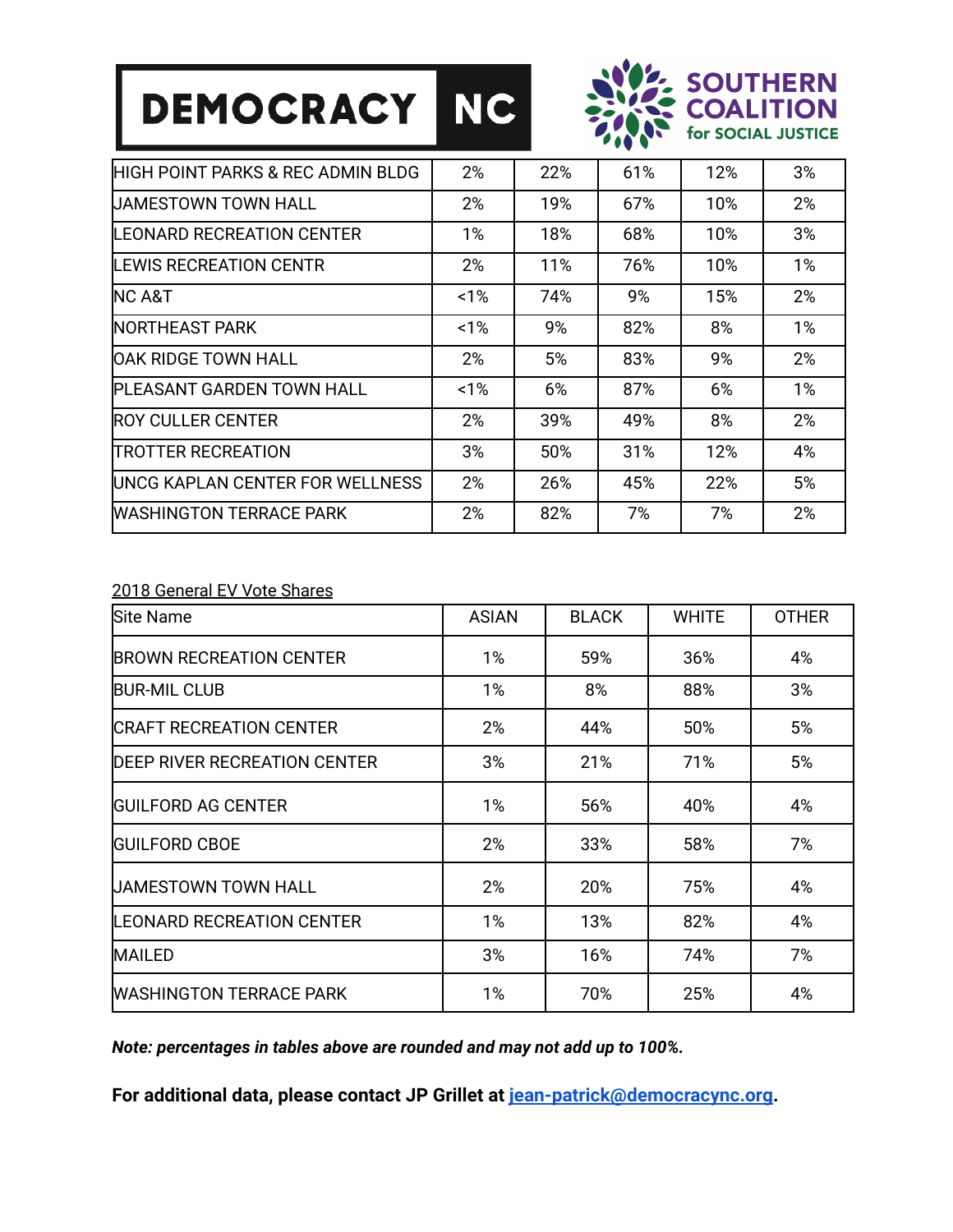DEMOCRACY NC

SOUTHERN COALITION for SOCIAL JUSTICE

| | | | | | |
|---|---|---|---|---|---|
| HIGH POINT PARKS & REC ADMIN BLDG | 2% | 22% | 61% | 12% | 3% |
| JAMESTOWN TOWN HALL | 2% | 19% | 67% | 10% | 2% |
| LEONARD RECREATION CENTER | 1% | 18% | 68% | 10% | 3% |
| LEWIS RECREATION CENTR | 2% | 11% | 76% | 10% | 1% |
| NC A&T | <1% | 74% | 9% | 15% | 2% |
| NORTHEAST PARK | <1% | 9% | 82% | 8% | 1% |
| OAK RIDGE TOWN HALL | 2% | 5% | 83% | 9% | 2% |
| PLEASANT GARDEN TOWN HALL | <1% | 6% | 87% | 6% | 1% |
| ROY CULLER CENTER | 2% | 39% | 49% | 8% | 2% |
| TROTTER RECREATION | 3% | 50% | 31% | 12% | 4% |
| UNCG KAPLAN CENTER FOR WELLNESS | 2% | 26% | 45% | 22% | 5% |
| WASHINGTON TERRACE PARK | 2% | 82% | 7% | 7% | 2% |

2018 General EV Vote Shares

| Site Name | ASIAN | BLACK | WHITE | OTHER |
|---|---|---|---|---|
| BROWN RECREATION CENTER | 1% | 59% | 36% | 4% |
| BUR-MIL CLUB | 1% | 8% | 88% | 3% |
| CRAFT RECREATION CENTER | 2% | 44% | 50% | 5% |
| DEEP RIVER RECREATION CENTER | 3% | 21% | 71% | 5% |
| GUILFORD AG CENTER | 1% | 56% | 40% | 4% |
| GUILFORD CBOE | 2% | 33% | 58% | 7% |
| JAMESTOWN TOWN HALL | 2% | 20% | 75% | 4% |
| LEONARD RECREATION CENTER | 1% | 13% | 82% | 4% |
| MAILED | 3% | 16% | 74% | 7% |
| WASHINGTON TERRACE PARK | 1% | 70% | 25% | 4% |

***Note: percentages in tables above are rounded and may not add up to 100%.***

**For additional data, please contact JP Grillet at jean-patrick@democracync.org.**